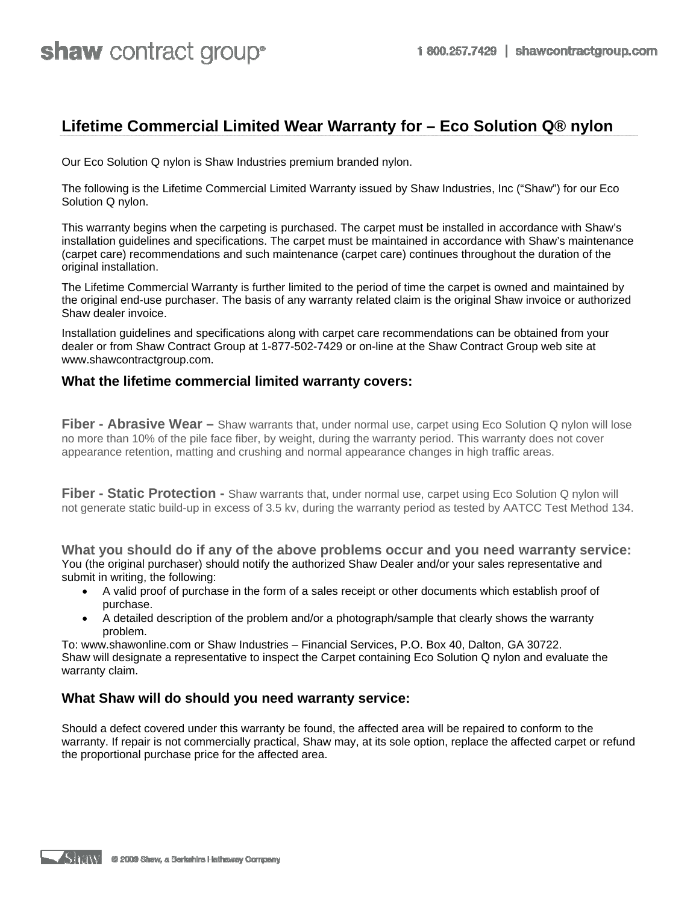# Lifetime Commercial Limited Wear Warranty for – Eco Solution Q® nylon

Our Eco Solution Q nylon is Shaw Industries premium branded nylon.

The following is the Lifetime Commercial Limited Warranty issued by Shaw Industries, Inc ("Shaw") for our Eco Solution Q nylon.

This warranty begins when the carpeting is purchased. The carpet must be installed in accordance with Shaw's installation guidelines and specifications. The carpet must be maintained in accordance with Shaw's maintenance (carpet care) recommendations and such maintenance (carpet care) continues throughout the duration of the original installation.

The Lifetime Commercial Warranty is further limited to the period of time the carpet is owned and maintained by the original end-use purchaser. The basis of any warranty related claim is the original Shaw invoice or authorized Shaw dealer invoice.

Installation guidelines and specifications along with carpet care recommendations can be obtained from your dealer or from Shaw Contract Group at 1-877-502-7429 or on-line at the Shaw Contract Group web site at www.shawcontractgroup.com.

## What the lifetime commercial limited warranty covers:

**Fiber - Abrasive Wear –** Shaw warrants that, under normal use, carpet using Eco Solution Q nylon will lose no more than 10% of the pile face fiber, by weight, during the warranty period. This warranty does not cover appearance retention, matting and crushing and normal appearance changes in high traffic areas.

**Fiber - Static Protection -** Shaw warrants that, under normal use, carpet using Eco Solution Q nylon will not generate static build-up in excess of 3.5 kv, during the warranty period as tested by AATCC Test Method 134.

## What you should do if any of the above problems occur and you need warranty service:

You (the original purchaser) should notify the authorized Shaw Dealer and/or your sales representative and submit in writing, the following:

- A valid proof of purchase in the form of a sales receipt or other documents which establish proof of purchase.
- A detailed description of the problem and/or a photograph/sample that clearly shows the warranty problem.

To: www.shawonline.com or Shaw Industries – Financial Services, P.O. Box 40, Dalton, GA 30722.
Shaw will designate a representative to inspect the Carpet containing Eco Solution Q nylon and evaluate the warranty claim.

## What Shaw will do should you need warranty service:

Should a defect covered under this warranty be found, the affected area will be repaired to conform to the warranty. If repair is not commercially practical, Shaw may, at its sole option, replace the affected carpet or refund the proportional purchase price for the affected area.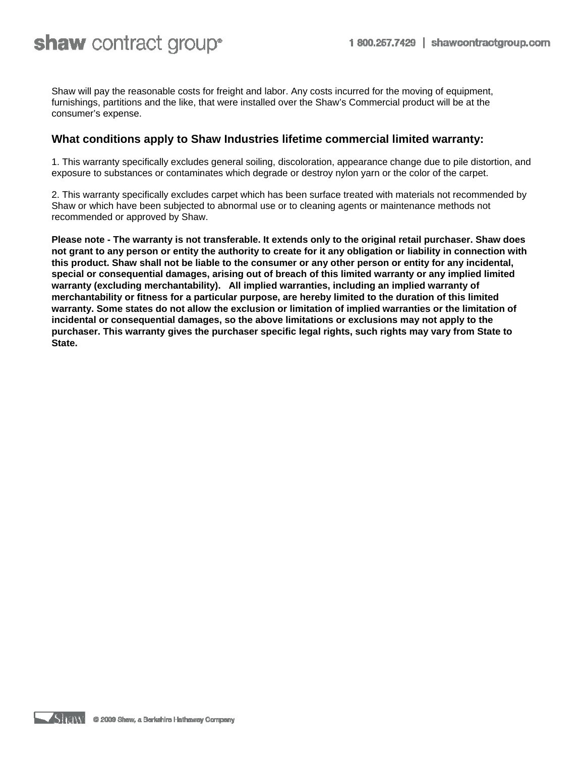Shaw will pay the reasonable costs for freight and labor. Any costs incurred for the moving of equipment, furnishings, partitions and the like, that were installed over the Shaw's Commercial product will be at the consumer's expense.

## What conditions apply to Shaw Industries lifetime commercial limited warranty:

1. This warranty specifically excludes general soiling, discoloration, appearance change due to pile distortion, and exposure to substances or contaminates which degrade or destroy nylon yarn or the color of the carpet.

2. This warranty specifically excludes carpet which has been surface treated with materials not recommended by Shaw or which have been subjected to abnormal use or to cleaning agents or maintenance methods not recommended or approved by Shaw.

**Please note - The warranty is not transferable. It extends only to the original retail purchaser. Shaw does not grant to any person or entity the authority to create for it any obligation or liability in connection with this product. Shaw shall not be liable to the consumer or any other person or entity for any incidental, special or consequential damages, arising out of breach of this limited warranty or any implied limited warranty (excluding merchantability). All implied warranties, including an implied warranty of merchantability or fitness for a particular purpose, are hereby limited to the duration of this limited warranty. Some states do not allow the exclusion or limitation of implied warranties or the limitation of incidental or consequential damages, so the above limitations or exclusions may not apply to the purchaser. This warranty gives the purchaser specific legal rights, such rights may vary from State to State.**